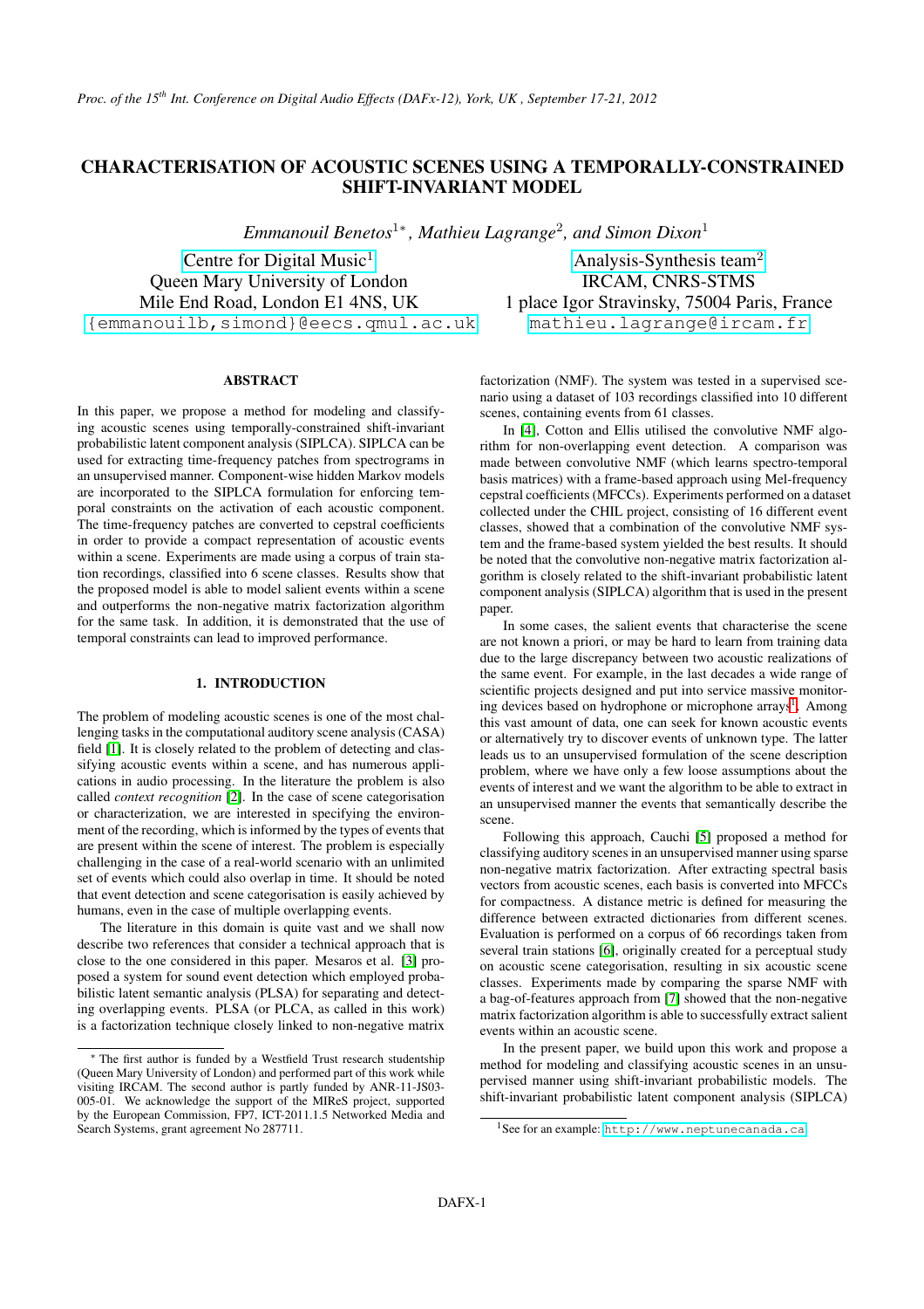# CHARACTERISATION OF ACOUSTIC SCENES USING A TEMPORALLY-CONSTRAINED SHIFT-INVARIANT MODEL

*Emmanouil Benetos[1]\*, Mathieu Lagrange[2], and Simon Dixon[1]*

Centre for Digital Music[1]
Queen Mary University of London
Mile End Road, London E1 4NS, UK
{emmanouilb,simond}@eecs.qmul.ac.uk

Analysis-Synthesis team[2]
IRCAM, CNRS-STMS
1 place Igor Stravinsky, 75004 Paris, France
mathieu.lagrange@ircam.fr

## ABSTRACT

In this paper, we propose a method for modeling and classifying acoustic scenes using temporally-constrained shift-invariant probabilistic latent component analysis (SIPLCA). SIPLCA can be used for extracting time-frequency patches from spectrograms in an unsupervised manner. Component-wise hidden Markov models are incorporated to the SIPLCA formulation for enforcing temporal constraints on the activation of each acoustic component. The time-frequency patches are converted to cepstral coefficients in order to provide a compact representation of acoustic events within a scene. Experiments are made using a corpus of train station recordings, classified into 6 scene classes. Results show that the proposed model is able to model salient events within a scene and outperforms the non-negative matrix factorization algorithm for the same task. In addition, it is demonstrated that the use of temporal constraints can lead to improved performance.

## 1. INTRODUCTION

The problem of modeling acoustic scenes is one of the most challenging tasks in the computational auditory scene analysis (CASA) field [1]. It is closely related to the problem of detecting and classifying acoustic events within a scene, and has numerous applications in audio processing. In the literature the problem is also called *context recognition* [2]. In the case of scene categorisation or characterization, we are interested in specifying the environment of the recording, which is informed by the types of events that are present within the scene of interest. The problem is especially challenging in the case of a real-world scenario with an unlimited set of events which could also overlap in time. It should be noted that event detection and scene categorisation is easily achieved by humans, even in the case of multiple overlapping events.

The literature in this domain is quite vast and we shall now describe two references that consider a technical approach that is close to the one considered in this paper. Mesaros et al. [3] proposed a system for sound event detection which employed probabilistic latent semantic analysis (PLSA) for separating and detecting overlapping events. PLSA (or PLCA, as called in this work) is a factorization technique closely linked to non-negative matrix factorization (NMF). The system was tested in a supervised scenario using a dataset of 103 recordings classified into 10 different scenes, containing events from 61 classes.

In [4], Cotton and Ellis utilised the convolutive NMF algorithm for non-overlapping event detection. A comparison was made between convolutive NMF (which learns spectro-temporal basis matrices) with a frame-based approach using Mel-frequency cepstral coefficients (MFCCs). Experiments performed on a dataset collected under the CHIL project, consisting of 16 different event classes, showed that a combination of the convolutive NMF system and the frame-based system yielded the best results. It should be noted that the convolutive non-negative matrix factorization algorithm is closely related to the shift-invariant probabilistic latent component analysis (SIPLCA) algorithm that is used in the present paper.

In some cases, the salient events that characterise the scene are not known a priori, or may be hard to learn from training data due to the large discrepancy between two acoustic realizations of the same event. For example, in the last decades a wide range of scientific projects designed and put into service massive monitoring devices based on hydrophone or microphone arrays[1]. Among this vast amount of data, one can seek for known acoustic events or alternatively try to discover events of unknown type. The latter leads us to an unsupervised formulation of the scene description problem, where we have only a few loose assumptions about the events of interest and we want the algorithm to be able to extract in an unsupervised manner the events that semantically describe the scene.

Following this approach, Cauchi [5] proposed a method for classifying auditory scenes in an unsupervised manner using sparse non-negative matrix factorization. After extracting spectral basis vectors from acoustic scenes, each basis is converted into MFCCs for compactness. A distance metric is defined for measuring the difference between extracted dictionaries from different scenes. Evaluation is performed on a corpus of 66 recordings taken from several train stations [6], originally created for a perceptual study on acoustic scene categorisation, resulting in six acoustic scene classes. Experiments made by comparing the sparse NMF with a bag-of-features approach from [7] showed that the non-negative matrix factorization algorithm is able to successfully extract salient events within an acoustic scene.

In the present paper, we build upon this work and propose a method for modeling and classifying acoustic scenes in an unsupervised manner using shift-invariant probabilistic latent component analysis (SIPLCA)

\* The first author is funded by a Westfield Trust research studentship (Queen Mary University of London) and performed part of this work while visiting IRCAM. The second author is partly funded by ANR-11-JS03-005-01. We acknowledge the support of the MIReS project, supported by the European Commission, FP7, ICT-2011.1.5 Networked Media and Search Systems, grant agreement No 287711.

[1] See for an example: http://www.neptunecanada.ca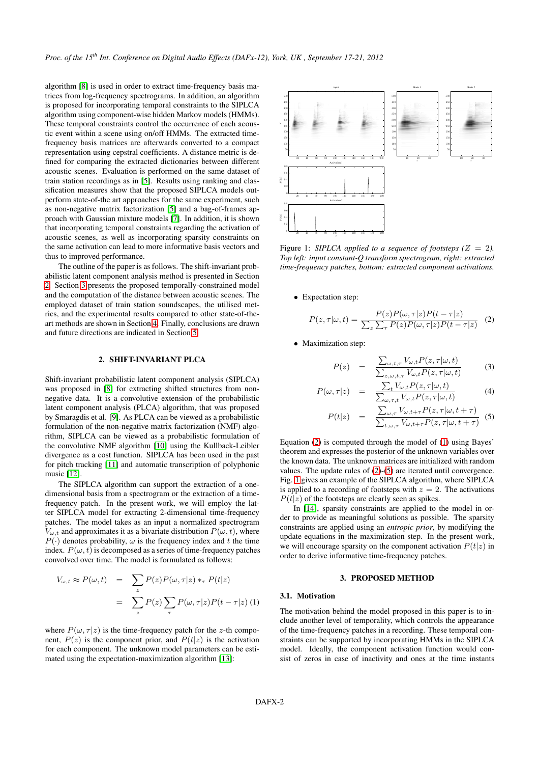algorithm [8] is used in order to extract time-frequency basis matrices from log-frequency spectrograms. In addition, an algorithm is proposed for incorporating temporal constraints to the SIPLCA algorithm using component-wise hidden Markov models (HMMs). These temporal constraints control the occurrence of each acoustic event within a scene using on/off HMMs. The extracted time-frequency basis matrices are afterwards converted to a compact representation using cepstral coefficients. A distance metric is defined for comparing the extracted dictionaries between different acoustic scenes. Evaluation is performed on the same dataset of train station recordings as in [5]. Results using ranking and classification measures show that the proposed SIPLCA models outperform state-of-the art approaches for the same experiment, such as non-negative matrix factorization [5] and a bag-of-frames approach with Gaussian mixture models [7]. In addition, it is shown that incorporating temporal constraints regarding the activation of acoustic scenes, as well as incorporating sparsity constraints on the same activation can lead to more informative basis vectors and thus to improved performance.

The outline of the paper is as follows. The shift-invariant probabilistic latent component analysis method is presented in Section 2. Section 3 presents the proposed temporally-constrained model and the computation of the distance between acoustic scenes. The employed dataset of train station soundscapes, the utilised metrics, and the experimental results compared to other state-of-the-art methods are shown in Section 4. Finally, conclusions are drawn and future directions are indicated in Section 5.

## 2. SHIFT-INVARIANT PLCA

Shift-invariant probabilistic latent component analysis (SIPLCA) was proposed in [8] for extracting shifted structures from non-negative data. It is a convolutive extension of the probabilistic latent component analysis (PLCA) algorithm, that was proposed by Smaragdis et al. [9]. As PLCA can be viewed as a probabilistic formulation of the non-negative matrix factorization (NMF) algorithm, SIPLCA can be viewed as a probabilistic formulation of the convolutive NMF algorithm [10] using the Kullback-Leibler divergence as a cost function. SIPLCA has been used in the past for pitch tracking [11] and automatic transcription of polyphonic music [12].

The SIPLCA algorithm can support the extraction of a one-dimensional basis from a spectrogram or the extraction of a time-frequency patch. In the present work, we will employ the latter SIPLCA model for extracting 2-dimensional time-frequency patches. The model takes as an input a normalized spectrogram $V_{\omega,t}$ and approximates it as a bivariate distribution $P(\omega, t)$, where $P(\cdot)$ denotes probability, $\omega$ is the frequency index and $t$ the time index. $P(\omega, t)$ is decomposed as a series of time-frequency patches convolved over time. The model is formulated as follows:

$$
\begin{aligned}
V_{\omega,t} \approx P(\omega, t) &= \sum_z P(z) P(\omega, \tau|z) *_\tau P(t|z) \\
&= \sum_z P(z) \sum_\tau P(\omega, \tau|z) P(t - \tau|z)
\end{aligned} \quad (1)
$$

where $P(\omega, \tau|z)$ is the time-frequency patch for the $z$-th component, $P(z)$ is the component prior, and $P(t|z)$ is the activation for each component. The unknown model parameters can be estimated using the expectation-maximization algorithm [13]:

Figure 1: *SIPLCA applied to a sequence of footsteps ($Z = 2$). Top left: input constant-Q transform spectrogram, right: extracted time-frequency patches, bottom: extracted component activations.*

- Expectation step:

$$
P(z, \tau|\omega, t) = \frac{P(z)P(\omega, \tau|z)P(t - \tau|z)}{\sum_z \sum_\tau P(z)P(\omega, \tau|z)P(t - \tau|z)} \quad (2)
$$

- Maximization step:

$$
P(z) = \frac{\sum_{\omega,t,\tau} V_{\omega,t} P(z, \tau|\omega, t)}{\sum_{z,\omega,t,\tau} V_{\omega,t} P(z, \tau|\omega, t)} \quad (3)
$$

$$
P(\omega, \tau|z) = \frac{\sum_t V_{\omega,t} P(z, \tau|\omega, t)}{\sum_{\omega,\tau,t} V_{\omega,t} P(z, \tau|\omega, t)} \quad (4)
$$

$$
P(t|z) = \frac{\sum_{\omega,\tau} V_{\omega,t+\tau} P(z, \tau|\omega, t + \tau)}{\sum_{t,\omega,\tau} V_{\omega,t+\tau} P(z, \tau|\omega, t + \tau)} \quad (5)
$$

Equation (2) is computed through the model of (1) using Bayes' theorem and expresses the posterior of the unknown variables over the known data. The unknown matrices are initialized with random values. The update rules of (2)-(5) are iterated until convergence. Fig. 1 gives an example of the SIPLCA algorithm, where SIPLCA is applied to a recording of footsteps with $z = 2$. The activations $P(t|z)$ of the footsteps are clearly seen as spikes.

In [14], sparsity constraints are applied to the model in order to provide as meaningful solutions as possible. The sparsity constraints are applied using an *entropic prior*, by modifying the update equations in the maximization step. In the present work, we will encourage sparsity on the component activation $P(t|z)$ in order to derive informative time-frequency patches.

## 3. PROPOSED METHOD

### 3.1. Motivation

The motivation behind the model proposed in this paper is to include another level of temporality, which controls the appearance of the time-frequency patches in a recording. These temporal constraints can be supported by incorporating HMMs in the SIPLCA model. Ideally, the component activation function would consist of zeros in case of inactivity and ones at the time instants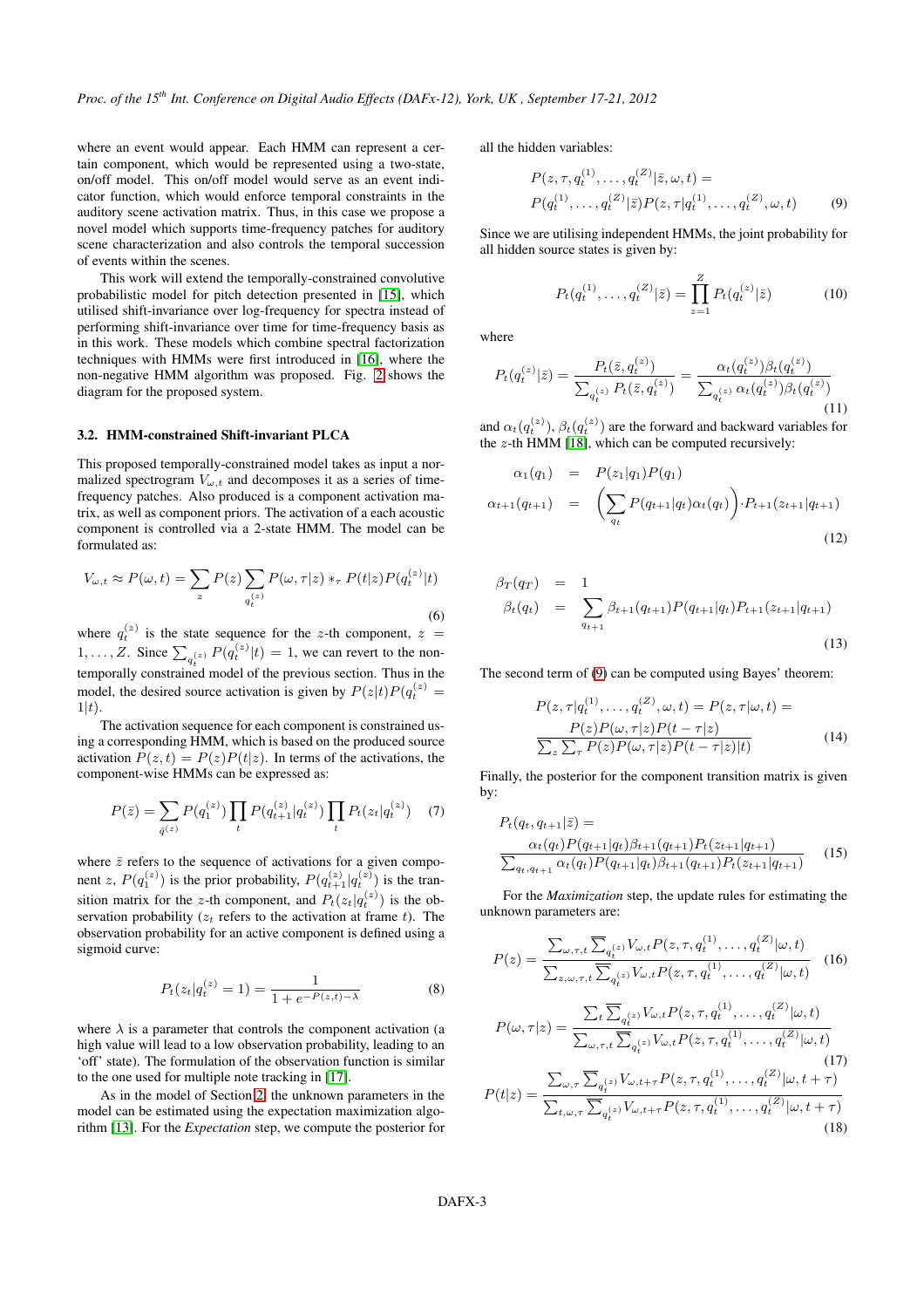where an event would appear. Each HMM can represent a certain component, which would be represented using a two-state, on/off model. This on/off model would serve as an event indicator function, which would enforce temporal constraints in the auditory scene activation matrix. Thus, in this case we propose a novel model which supports time-frequency patches for auditory scene characterization and also controls the temporal succession of events within the scenes.

This work will extend the temporally-constrained convolutive probabilistic model for pitch detection presented in [15], which utilised shift-invariance over log-frequency for spectra instead of performing shift-invariance over time for time-frequency basis as in this work. These models which combine spectral factorization techniques with HMMs were first introduced in [16], where the non-negative HMM algorithm was proposed. Fig. 2 shows the diagram for the proposed system.

### 3.2. HMM-constrained Shift-invariant PLCA

This proposed temporally-constrained model takes as input a normalized spectrogram $V_{\omega,t}$ and decomposes it as a series of time-frequency patches. Also produced is a component activation matrix, as well as component priors. The activation of a each acoustic component is controlled via a 2-state HMM. The model can be formulated as:

$$V_{\omega,t} \approx P(\omega,t) = \sum_z P(z) \sum_{q_t^{(z)}} P(\omega,\tau|z) *_\tau P(t|z) P(q_t^{(z)}|t) \tag{6}$$

where $q_t^{(z)}$ is the state sequence for the $z$-th component, $z = 1,\ldots,Z$. Since $\sum_{q_t^{(z)}} P(q_t^{(z)}|t) = 1$, we can revert to the non-temporally constrained model of the previous section. Thus in the model, the desired source activation is given by $P(z|t)P(q_t^{(z)} = 1|t)$.

The activation sequence for each component is constrained using a corresponding HMM, which is based on the produced source activation $P(z,t) = P(z)P(t|z)$. In terms of the activations, the component-wise HMMs can be expressed as:

$$P(\bar{z}) = \sum_{\bar{q}^{(z)}} P(q_1^{(z)}) \prod_t P(q_{t+1}^{(z)}|q_t^{(z)}) \prod_t P_t(z_t|q_t^{(z)}) \tag{7}$$

where $\bar{z}$ refers to the sequence of activations for a given component $z$, $P(q_1^{(z)})$ is the prior probability, $P(q_{t+1}^{(z)}|q_t^{(z)})$ is the transition matrix for the $z$-th component, and $P_t(z_t|q_t^{(z)})$ is the observation probability ($z_t$ refers to the activation at frame $t$). The observation probability for an active component is defined using a sigmoid curve:

$$P_t(z_t|q_t^{(z)} = 1) = \frac{1}{1 + e^{-P(z,t)-\lambda}} \tag{8}$$

where $\lambda$ is a parameter that controls the component activation (a high value will lead to a low observation probability, leading to an 'off' state). The formulation of the observation function is similar to the one used for multiple note tracking in [17].

As in the model of Section 2, the unknown parameters in the model can be estimated using the expectation maximization algorithm [13]. For the *Expectation* step, we compute the posterior for all the hidden variables:

$$\begin{aligned} &P(z,\tau,q_t^{(1)},\ldots,q_t^{(Z)}|\bar{z},\omega,t) = \\ &P(q_t^{(1)},\ldots,q_t^{(Z)}|\bar{z}) P(z,\tau|q_t^{(1)},\ldots,q_t^{(Z)},\omega,t) \end{aligned} \tag{9}$$

Since we are utilising independent HMMs, the joint probability for all hidden source states is given by:

$$P_t(q_t^{(1)},\ldots,q_t^{(Z)}|\bar{z}) = \prod_{z=1}^{Z} P_t(q_t^{(z)}|\bar{z}) \tag{10}$$

where

$$P_t(q_t^{(z)}|\bar{z}) = \frac{P_t(\bar{z},q_t^{(z)})}{\sum_{q_t^{(z)}} P_t(\bar{z},q_t^{(z)})} = \frac{\alpha_t(q_t^{(z)})\beta_t(q_t^{(z)})}{\sum_{q_t^{(z)}} \alpha_t(q_t^{(z)})\beta_t(q_t^{(z)})} \tag{11}$$

and $\alpha_t(q_t^{(z)})$, $\beta_t(q_t^{(z)})$ are the forward and backward variables for the $z$-th HMM [18], which can be computed recursively:

$$\begin{aligned} \alpha_1(q_1) &= P(z_1|q_1)P(q_1) \\ \alpha_{t+1}(q_{t+1}) &= \left(\sum_{q_t} P(q_{t+1}|q_t)\alpha_t(q_t)\right) \cdot P_{t+1}(z_{t+1}|q_{t+1}) \end{aligned} \tag{12}$$

$$\begin{aligned} \beta_T(q_T) &= 1 \\ \beta_t(q_t) &= \sum_{q_{t+1}} \beta_{t+1}(q_{t+1}) P(q_{t+1}|q_t) P_{t+1}(z_{t+1}|q_{t+1}) \end{aligned} \tag{13}$$

The second term of (9) can be computed using Bayes' theorem:

$$\begin{aligned} &P(z,\tau|q_t^{(1)},\ldots,q_t^{(Z)},\omega,t) = P(z,\tau|\omega,t) = \\ &\frac{P(z)P(\omega,\tau|z)P(t-\tau|z)}{\sum_z \sum_\tau P(z)P(\omega,\tau|z)P(t-\tau|z)|t)} \end{aligned} \tag{14}$$

Finally, the posterior for the component transition matrix is given by:

$$\begin{aligned} &P_t(q_t, q_{t+1}|\bar{z}) = \\ &\frac{\alpha_t(q_t)P(q_{t+1}|q_t)\beta_{t+1}(q_{t+1})P_t(z_{t+1}|q_{t+1})}{\sum_{q_t,q_{t+1}} \alpha_t(q_t)P(q_{t+1}|q_t)\beta_{t+1}(q_{t+1})P_t(z_{t+1}|q_{t+1})} \end{aligned} \tag{15}$$

For the *Maximization* step, the update rules for estimating the unknown parameters are:

$$P(z) = \frac{\sum_{\omega,\tau,t} \sum_{q_t^{(z)}} V_{\omega,t} P(z,\tau,q_t^{(1)},\ldots,q_t^{(Z)}|\omega,t)}{\sum_{z,\omega,\tau,t} \sum_{q_t^{(z)}} V_{\omega,t} P(z,\tau,q_t^{(1)},\ldots,q_t^{(Z)}|\omega,t)} \tag{16}$$

$$P(\omega,\tau|z) = \frac{\sum_t \sum_{q_t^{(z)}} V_{\omega,t} P(z,\tau,q_t^{(1)},\ldots,q_t^{(Z)}|\omega,t)}{\sum_{\omega,\tau,t} \sum_{q_t^{(z)}} V_{\omega,t} P(z,\tau,q_t^{(1)},\ldots,q_t^{(Z)}|\omega,t)} \tag{17}$$

$$P(t|z) = \frac{\sum_{\omega,\tau} \sum_{q_t^{(z)}} V_{\omega,t+\tau} P(z,\tau,q_t^{(1)},\ldots,q_t^{(Z)}|\omega,t+\tau)}{\sum_{t,\omega,\tau} \sum_{q_t^{(z)}} V_{\omega,t+\tau} P(z,\tau,q_t^{(1)},\ldots,q_t^{(Z)}|\omega,t+\tau)} \tag{18}$$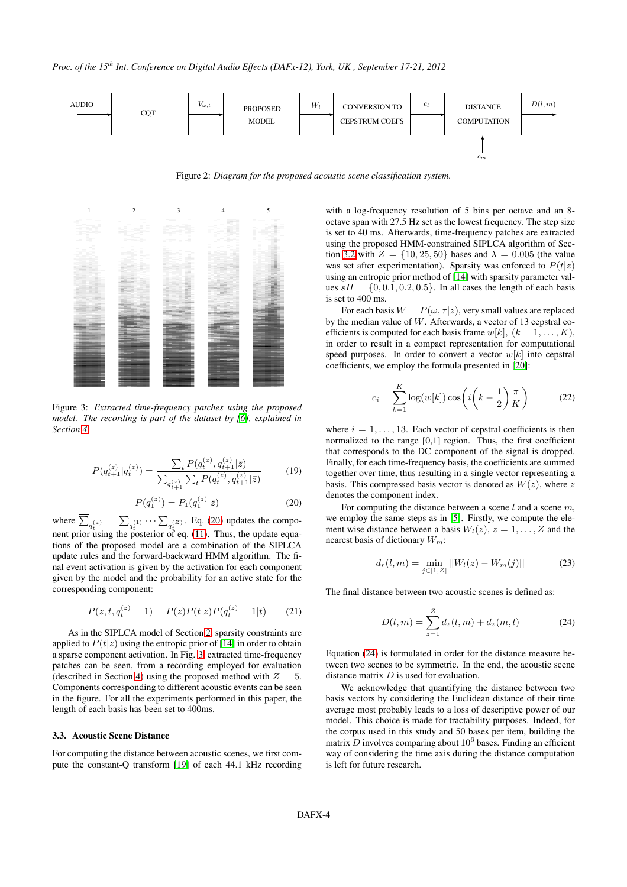AUDIO → CQT → $V_{\omega,t}$ → PROPOSED MODEL → $W_l$ → CONVERSION TO CEPSTRUM COEFS → $c_l$ → DISTANCE COMPUTATION → $D(l,m)$; $c_m$ → DISTANCE COMPUTATION

Figure 2: *Diagram for the proposed acoustic scene classification system.*

Figure 3: *Extracted time-frequency patches using the proposed model. The recording is part of the dataset by [6], explained in Section 4.*

$$P(q_{t+1}^{(z)}|q_t^{(z)}) = \frac{\sum_t P(q_t^{(z)}, q_{t+1}^{(z)}|\bar{z})}{\sum_{q_{t+1}^{(z)}} \sum_t P(q_t^{(z)}, q_{t+1}^{(z)}|\bar{z})} \tag{19}$$

$$P(q_1^{(z)}) = P_1(q_1^{(z)}|\bar{z}) \tag{20}$$

where $\overline{\sum}_{q_t^{(z)}} = \sum_{q_t^{(1)}} \cdots \sum_{q_t^{(Z)}}$. Eq. (20) updates the component prior using the posterior of eq. (11). Thus, the update equations of the proposed model are a combination of the SIPLCA update rules and the forward-backward HMM algorithm. The final event activation is given by the activation for each component given by the model and the probability for an active state for the corresponding component:

$$P(z, t, q_t^{(z)} = 1) = P(z)P(t|z)P(q_t^{(z)} = 1|t) \tag{21}$$

As in the SIPLCA model of Section 2, sparsity constraints are applied to $P(t|z)$ using the entropic prior of [14] in order to obtain a sparse component activation. In Fig. 3, extracted time-frequency patches can be seen, from a recording employed for evaluation (described in Section 4) using the proposed method with $Z = 5$. Components corresponding to different acoustic events can be seen in the figure. For all the experiments performed in this paper, the length of each basis has been set to 400ms.

### 3.3. Acoustic Scene Distance

For computing the distance between acoustic scenes, we first compute the constant-Q transform [19] of each 44.1 kHz recording with a log-frequency resolution of 5 bins per octave and an 8-octave span with 27.5 Hz set as the lowest frequency. The step size is set to 40 ms. Afterwards, time-frequency patches are extracted using the proposed HMM-constrained SIPLCA algorithm of Section 3.2 with $Z = \{10, 25, 50\}$ bases and $\lambda = 0.005$ (the value was set after experimentation). Sparsity was enforced to $P(t|z)$ using an entropic prior method of [14] with sparsity parameter values $sH = \{0, 0.1, 0.2, 0.5\}$. In all cases the length of each basis is set to 400 ms.

For each basis $W = P(\omega, \tau|z)$, very small values are replaced by the median value of $W$. Afterwards, a vector of 13 cepstral coefficients is computed for each basis frame $w[k]$, $(k = 1, \ldots, K)$, in order to result in a compact representation for computational speed purposes. In order to convert a vector $w[k]$ into cepstral coefficients, we employ the formula presented in [20]:

$$c_i = \sum_{k=1}^{K} \log(w[k]) \cos\left(i\left(k - \frac{1}{2}\right)\frac{\pi}{K}\right) \tag{22}$$

where $i = 1, \ldots, 13$. Each vector of cepstral coefficients is then normalized to the range [0,1] region. Thus, the first coefficient that corresponds to the DC component of the signal is dropped. Finally, for each time-frequency basis, the coefficients are summed together over time, thus resulting in a single vector representing a basis. This compressed basis vector is denoted as $W(z)$, where $z$ denotes the component index.

For computing the distance between a scene $l$ and a scene $m$, we employ the same steps as in [5]. Firstly, we compute the element wise distance between a basis $W_l(z)$, $z = 1, \ldots, Z$ and the nearest basis of dictionary $W_m$:

$$d_r(l, m) = \min_{j \in [1, Z]} ||W_l(z) - W_m(j)|| \tag{23}$$

The final distance between two acoustic scenes is defined as:

$$D(l, m) = \sum_{z=1}^{Z} d_z(l, m) + d_z(m, l) \tag{24}$$

Equation (24) is formulated in order for the distance measure between two scenes to be symmetric. In the end, the acoustic scene distance matrix $D$ is used for evaluation.

We acknowledge that quantifying the distance between two basis vectors by considering the Euclidean distance of their time average most probably leads to a loss of descriptive power of our model. This choice is made for tractability purposes. Indeed, for the corpus used in this study and 50 bases per item, building the matrix $D$ involves comparing about $10^6$ bases. Finding an efficient way of considering the time axis during the distance computation is left for future research.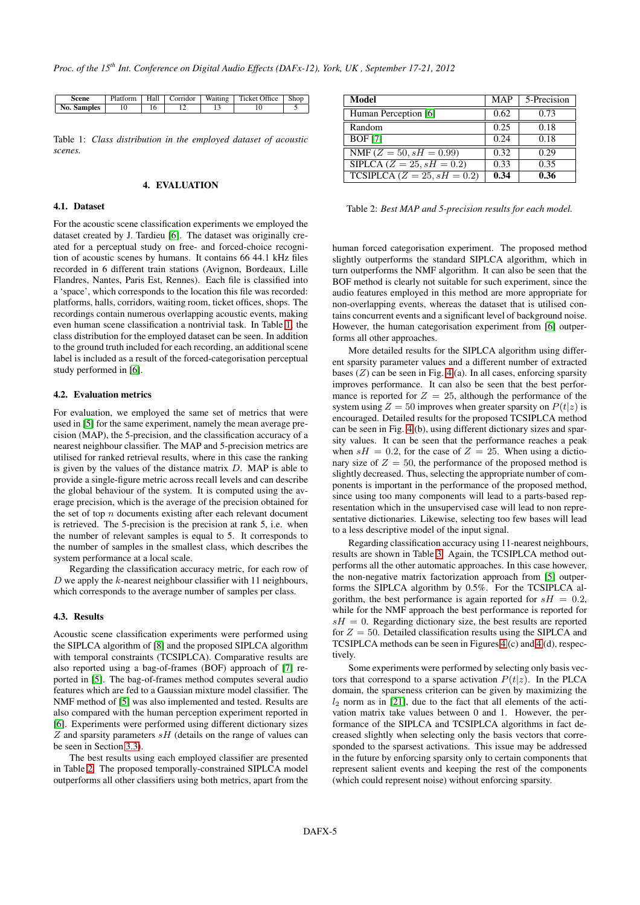| Scene | Platform | Hall | Corridor | Waiting | Ticket Office | Shop |
|---|---|---|---|---|---|---|
| No. Samples | 10 | 16 | 12 | 13 | 10 | 5 |

Table 1: *Class distribution in the employed dataset of acoustic scenes.*

## 4. EVALUATION

### 4.1. Dataset

For the acoustic scene classification experiments we employed the dataset created by J. Tardieu [6]. The dataset was originally created for a perceptual study on free- and forced-choice recognition of acoustic scenes by humans. It contains 66 44.1 kHz files recorded in 6 different train stations (Avignon, Bordeaux, Lille Flandres, Nantes, Paris Est, Rennes). Each file is classified into a 'space', which corresponds to the location this file was recorded: platforms, halls, corridors, waiting room, ticket offices, shops. The recordings contain numerous overlapping acoustic events, making even human scene classification a nontrivial task. In Table 1, the class distribution for the employed dataset can be seen. In addition to the ground truth included for each recording, an additional scene label is included as a result of the forced-categorisation perceptual study performed in [6].

### 4.2. Evaluation metrics

For evaluation, we employed the same set of metrics that were used in [5] for the same experiment, namely the mean average precision (MAP), the 5-precision, and the classification accuracy of a nearest neighbour classifier. The MAP and 5-precision metrics are utilised for ranked retrieval results, where in this case the ranking is given by the values of the distance matrix $D$. MAP is able to provide a single-figure metric across recall levels and can describe the global behaviour of the system. It is computed using the average precision, which is the average of the precision obtained for the set of top $n$ documents existing after each relevant document is retrieved. The 5-precision is the precision at rank 5, i.e. when the number of relevant samples is equal to 5. It corresponds to the number of samples in the smallest class, which describes the system performance at a local scale.

Regarding the classification accuracy metric, for each row of $D$ we apply the $k$-nearest neighbour classifier with 11 neighbours, which corresponds to the average number of samples per class.

### 4.3. Results

Acoustic scene classification experiments were performed using the SIPLCA algorithm of [8] and the proposed SIPLCA algorithm with temporal constraints (TCSIPLCA). Comparative results are also reported using a bag-of-frames (BOF) approach of [7] reported in [5]. The bag-of-frames method computes several audio features which are fed to a Gaussian mixture model classifier. The NMF method of [5] was also implemented and tested. Results are also compared with the human perception experiment reported in [6]. Experiments were performed using different dictionary sizes $Z$ and sparsity parameters $sH$ (details on the range of values can be seen in Section 3.3).

The best results using each employed classifier are presented in Table 2. The proposed temporally-constrained SIPLCA model outperforms all other classifiers using both metrics, apart from the human forced categorisation experiment. The proposed method slightly outperforms the standard SIPLCA algorithm, which in turn outperforms the NMF algorithm. It can also be seen that the BOF method is clearly not suitable for such experiment, since the audio features employed in this method are more appropriate for non-overlapping events, whereas the dataset that is utilised contains concurrent events and a significant level of background noise. However, the human categorisation experiment from [6] outperforms all other approaches.

| Model | MAP | 5-Precision |
|---|---|---|
| Human Perception [6] | 0.62 | 0.73 |
| Random | 0.25 | 0.18 |
| BOF [7] | 0.24 | 0.18 |
| NMF ($Z = 50, sH = 0.99$) | 0.32 | 0.29 |
| SIPLCA ($Z = 25, sH = 0.2$) | 0.33 | 0.35 |
| TCSIPLCA ($Z = 25, sH = 0.2$) | **0.34** | **0.36** |

Table 2: *Best MAP and 5-precision results for each model.*

More detailed results for the SIPLCA algorithm using different sparsity parameter values and a different number of extracted bases ($Z$) can be seen in Fig. 4(a). In all cases, enforcing sparsity improves performance. It can also be seen that the best performance is reported for $Z = 25$, although the performance of the system using $Z = 50$ improves when greater sparsity on $P(t|z)$ is encouraged. Detailed results for the proposed TCSIPLCA method can be seen in Fig. 4(b), using different dictionary sizes and sparsity values. It can be seen that the performance reaches a peak when $sH = 0.2$, for the case of $Z = 25$. When using a dictionary size of $Z = 50$, the performance of the proposed method is slightly decreased. Thus, selecting the appropriate number of components is important in the performance of the proposed method, since using too many components will lead to a parts-based representation which in the unsupervised case will lead to non representative dictionaries. Likewise, selecting too few bases will lead to a less descriptive model of the input signal.

Regarding classification accuracy using 11-nearest neighbours, results are shown in Table 3. Again, the TCSIPLCA method outperforms all the other automatic approaches. In this case however, the non-negative matrix factorization approach from [5] outperforms the SIPLCA algorithm by 0.5%. For the TCSIPLCA algorithm, the best performance is again reported for $sH = 0.2$, while for the NMF approach the best performance is reported for $sH = 0$. Regarding dictionary size, the best results are reported for $Z = 50$. Detailed classification results using the SIPLCA and TCSIPLCA methods can be seen in Figures 4(c) and 4(d), respectively.

Some experiments were performed by selecting only basis vectors that correspond to a sparse activation $P(t|z)$. In the PLCA domain, the sparseness criterion can be given by maximizing the $l_2$ norm as in [21], due to the fact that all elements of the activation matrix take values between 0 and 1. However, the performance of the SIPLCA and TCSIPLCA algorithms in fact decreased slightly when selecting only the basis vectors that corresponded to the sparsest activations. This issue may be addressed in the future by enforcing sparsity only to certain components that represent salient events and keeping the rest of the components (which could represent noise) without enforcing sparsity.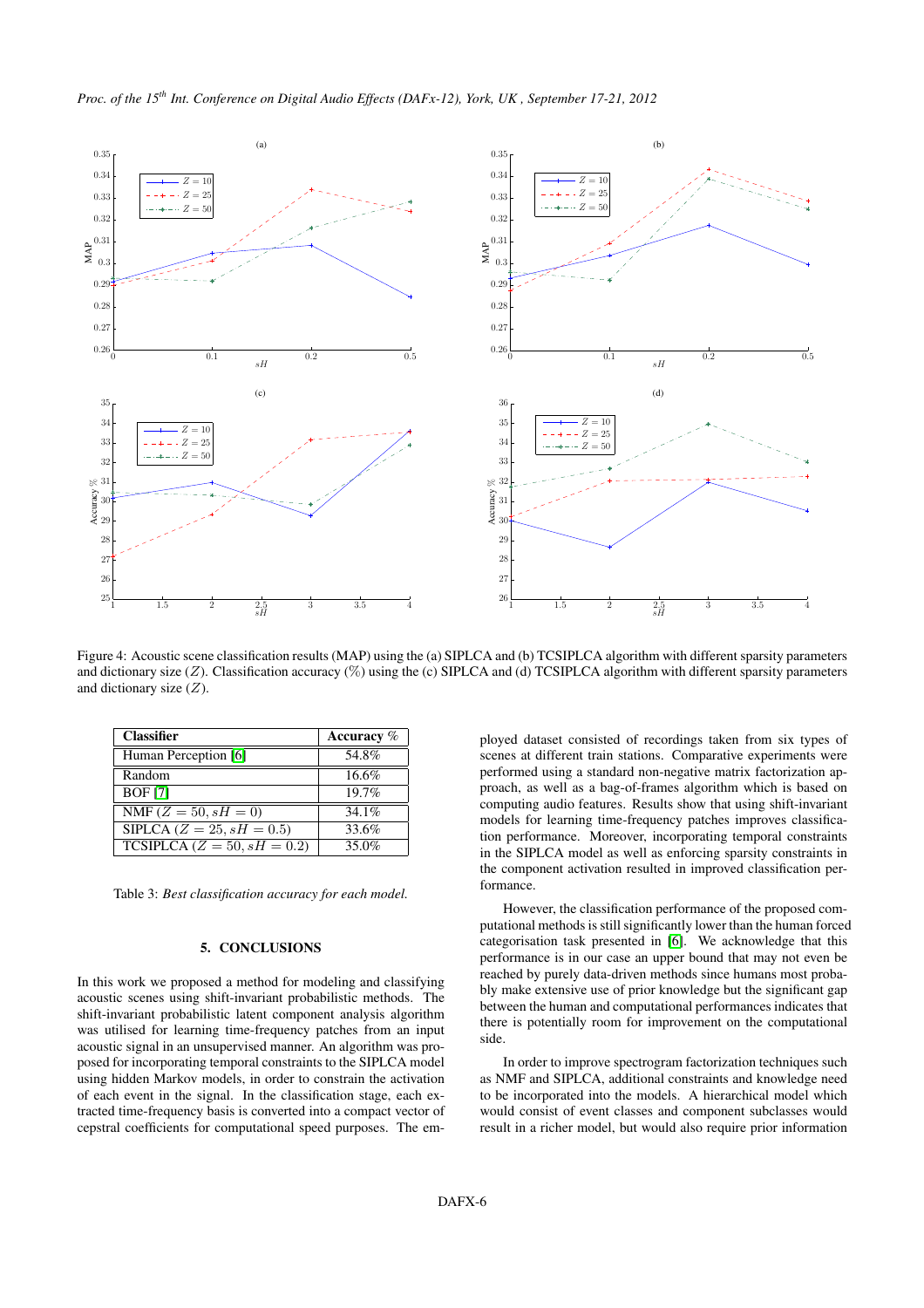Figure 4: Acoustic scene classification results (MAP) using the (a) SIPLCA and (b) TCSIPLCA algorithm with different sparsity parameters and dictionary size ($Z$). Classification accuracy (%) using the (c) SIPLCA and (d) TCSIPLCA algorithm with different sparsity parameters and dictionary size ($Z$).

| Classifier | Accuracy % |
|---|---|
| Human Perception [6] | 54.8% |
| Random | 16.6% |
| BOF [7] | 19.7% |
| NMF ($Z = 50, sH = 0$) | 34.1% |
| SIPLCA ($Z = 25, sH = 0.5$) | 33.6% |
| TCSIPLCA ($Z = 50, sH = 0.2$) | 35.0% |

Table 3: *Best classification accuracy for each model.*

## 5. CONCLUSIONS

In this work we proposed a method for modeling and classifying acoustic scenes using shift-invariant probabilistic methods. The shift-invariant probabilistic latent component analysis algorithm was utilised for learning time-frequency patches from an input acoustic signal in an unsupervised manner. An algorithm was proposed for incorporating temporal constraints to the SIPLCA model using hidden Markov models, in order to constrain the activation of each event in the signal. In the classification stage, each extracted time-frequency basis is converted into a compact vector of cepstral coefficients for computational speed purposes. The employed dataset consisted of recordings taken from six types of scenes at different train stations. Comparative experiments were performed using a standard non-negative matrix factorization approach, as well as a bag-of-frames algorithm which is based on computing audio features. Results show that using shift-invariant models for learning time-frequency patches improves classification performance. Moreover, incorporating temporal constraints in the SIPLCA model as well as enforcing sparsity constraints in the component activation resulted in improved classification performance.

However, the classification performance of the proposed computational methods is still significantly lower than the human forced categorisation task presented in [6]. We acknowledge that this performance is in our case an upper bound that may not even be reached by purely data-driven methods since humans most probably make extensive use of prior knowledge but the significant gap between the human and computational performances indicates that there is potentially room for improvement on the computational side.

In order to improve spectrogram factorization techniques such as NMF and SIPLCA, additional constraints and knowledge need to be incorporated into the models. A hierarchical model which would consist of event classes and component subclasses would result in a richer model, but would also require prior information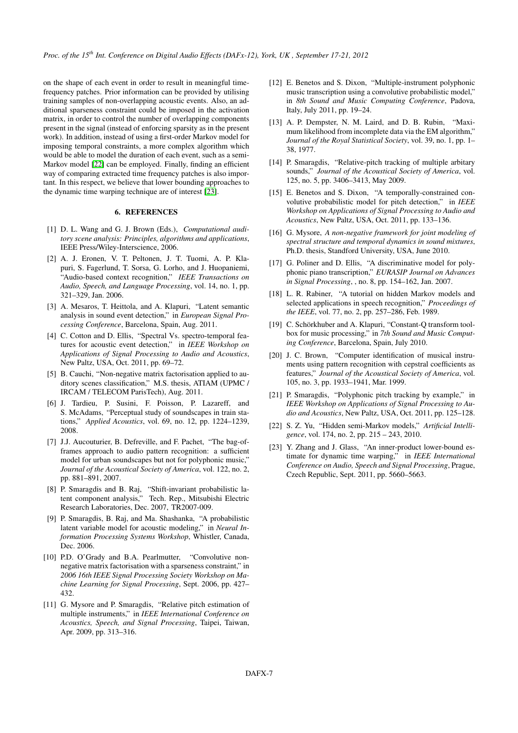on the shape of each event in order to result in meaningful time-frequency patches. Prior information can be provided by utilising training samples of non-overlapping acoustic events. Also, an additional sparseness constraint could be imposed in the activation matrix, in order to control the number of overlapping components present in the signal (instead of enforcing sparsity as in the present work). In addition, instead of using a first-order Markov model for imposing temporal constraints, a more complex algorithm which would be able to model the duration of each event, such as a semi-Markov model [22] can be employed. Finally, finding an efficient way of comparing extracted time frequency patches is also important. In this respect, we believe that lower bounding approaches to the dynamic time warping technique are of interest [23].

## 6. REFERENCES

[1] D. L. Wang and G. J. Brown (Eds.), *Computational auditory scene analysis: Principles, algorithms and applications*, IEEE Press/Wiley-Interscience, 2006.

[2] A. J. Eronen, V. T. Peltonen, J. T. Tuomi, A. P. Klapuri, S. Fagerlund, T. Sorsa, G. Lorho, and J. Huopaniemi, "Audio-based context recognition," *IEEE Transactions on Audio, Speech, and Language Processing*, vol. 14, no. 1, pp. 321–329, Jan. 2006.

[3] A. Mesaros, T. Heittola, and A. Klapuri, "Latent semantic analysis in sound event detection," in *European Signal Processing Conference*, Barcelona, Spain, Aug. 2011.

[4] C. Cotton and D. Ellis, "Spectral Vs. spectro-temporal features for acoustic event detection," in *IEEE Workshop on Applications of Signal Processing to Audio and Acoustics*, New Paltz, USA, Oct. 2011, pp. 69–72.

[5] B. Cauchi, "Non-negative matrix factorisation applied to auditory scenes classification," M.S. thesis, ATIAM (UPMC / IRCAM / TELECOM ParisTech), Aug. 2011.

[6] J. Tardieu, P. Susini, F. Poisson, P. Lazareff, and S. McAdams, "Perceptual study of soundscapes in train stations," *Applied Acoustics*, vol. 69, no. 12, pp. 1224–1239, 2008.

[7] J.J. Aucouturier, B. Defreville, and F. Pachet, "The bag-of-frames approach to audio pattern recognition: a sufficient model for urban soundscapes but not for polyphonic music," *Journal of the Acoustical Society of America*, vol. 122, no. 2, pp. 881–891, 2007.

[8] P. Smaragdis and B. Raj, "Shift-invariant probabilistic latent component analysis," Tech. Rep., Mitsubishi Electric Research Laboratories, Dec. 2007, TR2007-009.

[9] P. Smaragdis, B. Raj, and Ma. Shashanka, "A probabilistic latent variable model for acoustic modeling," in *Neural Information Processing Systems Workshop*, Whistler, Canada, Dec. 2006.

[10] P.D. O'Grady and B.A. Pearlmutter, "Convolutive non-negative matrix factorisation with a sparseness constraint," in *2006 16th IEEE Signal Processing Society Workshop on Machine Learning for Signal Processing*, Sept. 2006, pp. 427–432.

[11] G. Mysore and P. Smaragdis, "Relative pitch estimation of multiple instruments," in *IEEE International Conference on Acoustics, Speech, and Signal Processing*, Taipei, Taiwan, Apr. 2009, pp. 313–316.

[12] E. Benetos and S. Dixon, "Multiple-instrument polyphonic music transcription using a convolutive probabilistic model," in *8th Sound and Music Computing Conference*, Padova, Italy, July 2011, pp. 19–24.

[13] A. P. Dempster, N. M. Laird, and D. B. Rubin, "Maximum likelihood from incomplete data via the EM algorithm," *Journal of the Royal Statistical Society*, vol. 39, no. 1, pp. 1–38, 1977.

[14] P. Smaragdis, "Relative-pitch tracking of multiple arbitary sounds," *Journal of the Acoustical Society of America*, vol. 125, no. 5, pp. 3406–3413, May 2009.

[15] E. Benetos and S. Dixon, "A temporally-constrained convolutive probabilistic model for pitch detection," in *IEEE Workshop on Applications of Signal Processing to Audio and Acoustics*, New Paltz, USA, Oct. 2011, pp. 133–136.

[16] G. Mysore, *A non-negative framework for joint modeling of spectral structure and temporal dynamics in sound mixtures*, Ph.D. thesis, Standford University, USA, June 2010.

[17] G. Poliner and D. Ellis, "A discriminative model for polyphonic piano transcription," *EURASIP Journal on Advances in Signal Processing*, , no. 8, pp. 154–162, Jan. 2007.

[18] L. R. Rabiner, "A tutorial on hidden Markov models and selected applications in speech recognition," *Proceedings of the IEEE*, vol. 77, no. 2, pp. 257–286, Feb. 1989.

[19] C. Schörkhuber and A. Klapuri, "Constant-Q transform toolbox for music processing," in *7th Sound and Music Computing Conference*, Barcelona, Spain, July 2010.

[20] J. C. Brown, "Computer identification of musical instruments using pattern recognition with cepstral coefficients as features," *Journal of the Acoustical Society of America*, vol. 105, no. 3, pp. 1933–1941, Mar. 1999.

[21] P. Smaragdis, "Polyphonic pitch tracking by example," in *IEEE Workshop on Applications of Signal Processing to Audio and Acoustics*, New Paltz, USA, Oct. 2011, pp. 125–128.

[22] S. Z. Yu, "Hidden semi-Markov models," *Artificial Intelligence*, vol. 174, no. 2, pp. 215 – 243, 2010.

[23] Y. Zhang and J. Glass, "An inner-product lower-bound estimate for dynamic time warping," in *IEEE International Conference on Audio, Speech and Signal Processing*, Prague, Czech Republic, Sept. 2011, pp. 5660–5663.